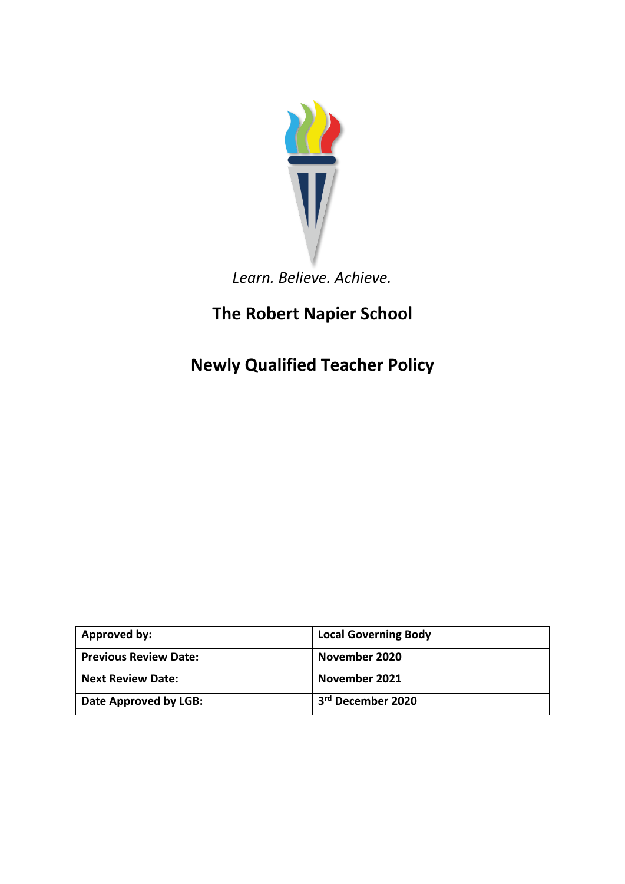*Learn. Believe. Achieve.*

# The Robert Napier School

# Newly Qualified Teacher Policy

| Approved by: | Local Governing Body |
| --- | --- |
| Previous Review Date: | November 2020 |
| Next Review Date: | November 2021 |
| Date Approved by LGB: | 3rd December 2020 |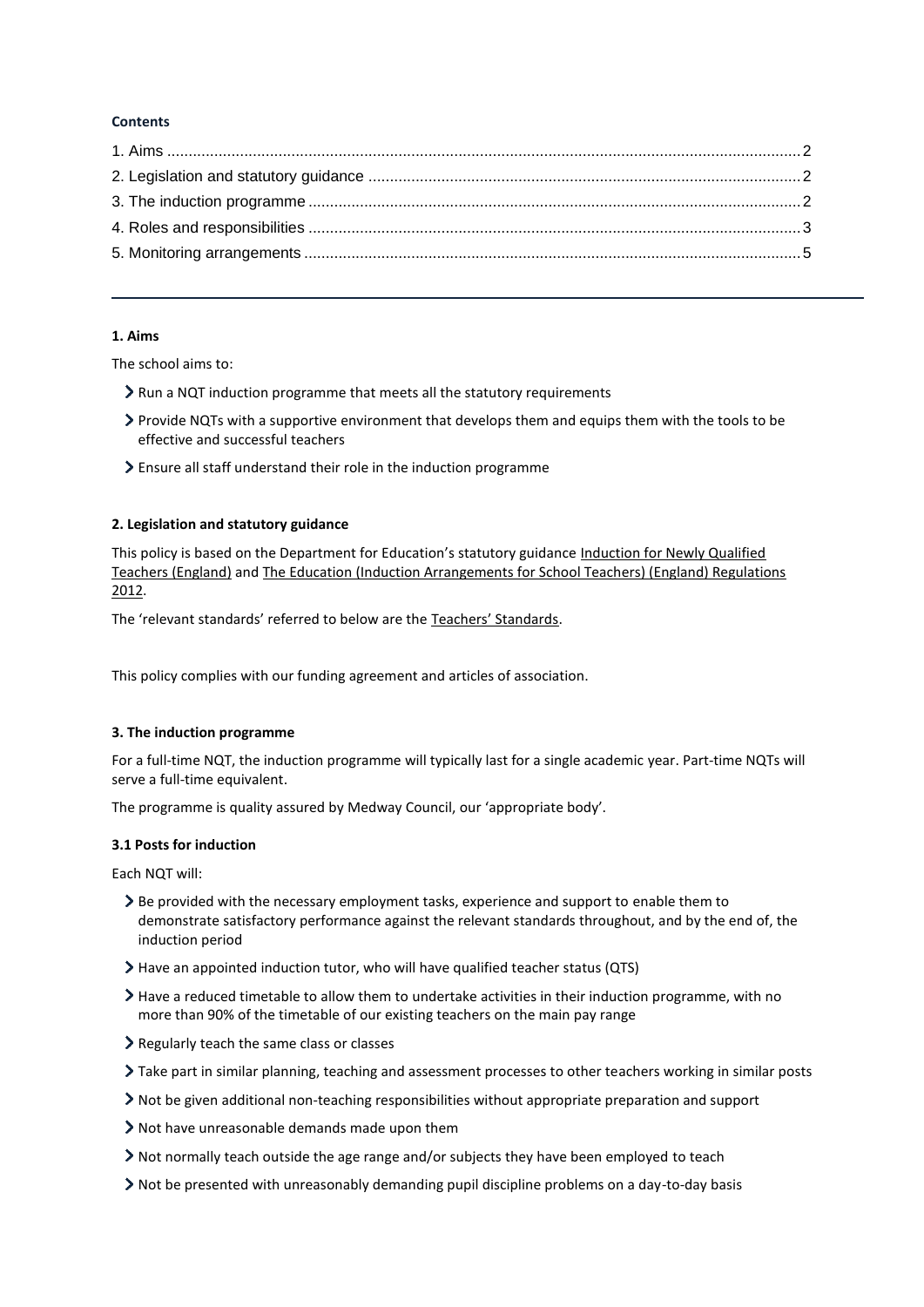**Contents**

1. Aims ..... 2
2. Legislation and statutory guidance ..... 2
3. The induction programme ..... 2
4. Roles and responsibilities ..... 3
5. Monitoring arrangements ..... 5

---

**1. Aims**

The school aims to:

- Run a NQT induction programme that meets all the statutory requirements
- Provide NQTs with a supportive environment that develops them and equips them with the tools to be effective and successful teachers
- Ensure all staff understand their role in the induction programme

**2. Legislation and statutory guidance**

This policy is based on the Department for Education's statutory guidance Induction for Newly Qualified Teachers (England) and The Education (Induction Arrangements for School Teachers) (England) Regulations 2012.

The 'relevant standards' referred to below are the Teachers' Standards.

This policy complies with our funding agreement and articles of association.

**3. The induction programme**

For a full-time NQT, the induction programme will typically last for a single academic year. Part-time NQTs will serve a full-time equivalent.

The programme is quality assured by Medway Council, our 'appropriate body'.

**3.1 Posts for induction**

Each NQT will:

- Be provided with the necessary employment tasks, experience and support to enable them to demonstrate satisfactory performance against the relevant standards throughout, and by the end of, the induction period
- Have an appointed induction tutor, who will have qualified teacher status (QTS)
- Have a reduced timetable to allow them to undertake activities in their induction programme, with no more than 90% of the timetable of our existing teachers on the main pay range
- Regularly teach the same class or classes
- Take part in similar planning, teaching and assessment processes to other teachers working in similar posts
- Not be given additional non-teaching responsibilities without appropriate preparation and support
- Not have unreasonable demands made upon them
- Not normally teach outside the age range and/or subjects they have been employed to teach
- Not be presented with unreasonably demanding pupil discipline problems on a day-to-day basis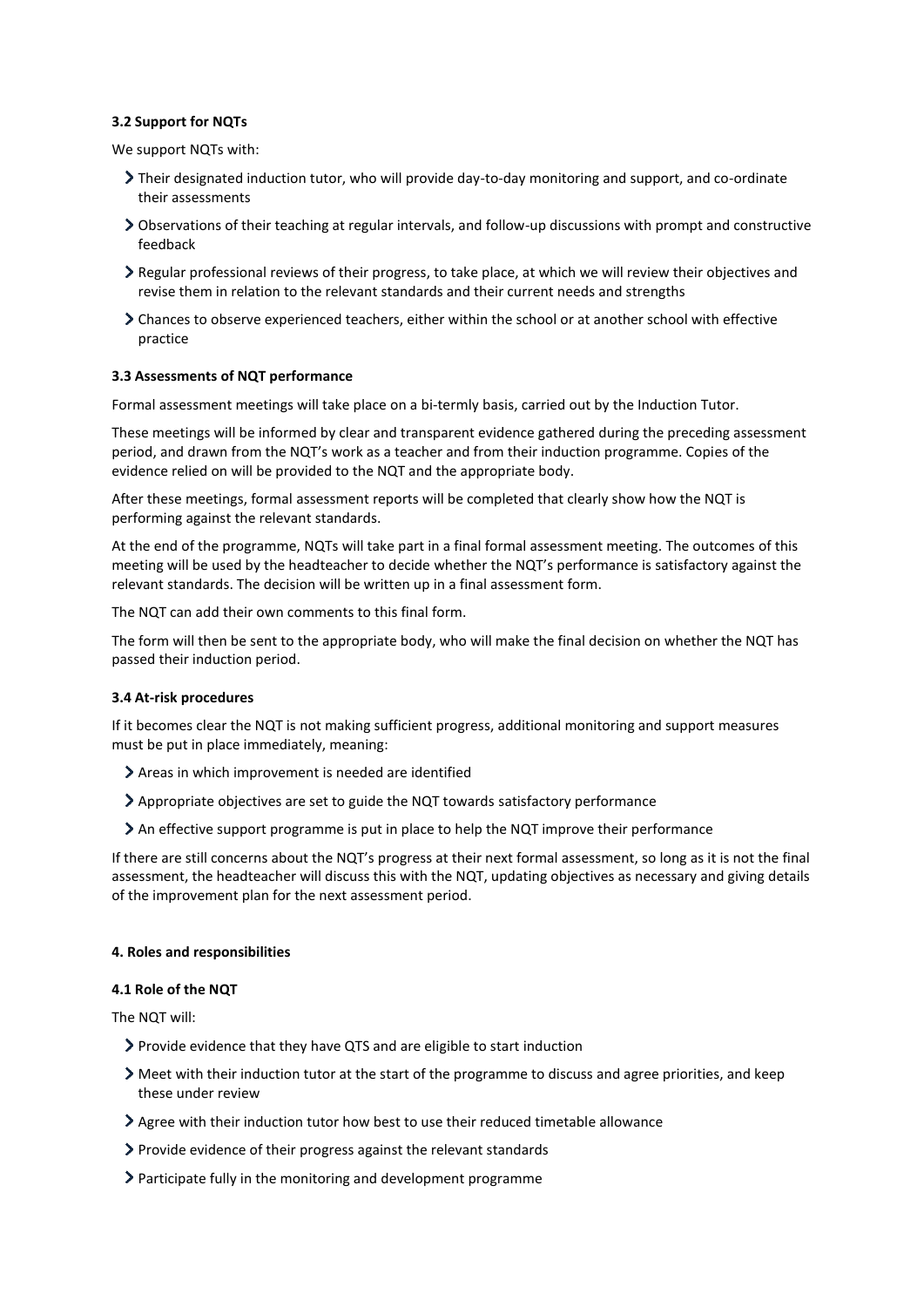### 3.2 Support for NQTs

We support NQTs with:

- Their designated induction tutor, who will provide day-to-day monitoring and support, and co-ordinate their assessments
- Observations of their teaching at regular intervals, and follow-up discussions with prompt and constructive feedback
- Regular professional reviews of their progress, to take place, at which we will review their objectives and revise them in relation to the relevant standards and their current needs and strengths
- Chances to observe experienced teachers, either within the school or at another school with effective practice

### 3.3 Assessments of NQT performance

Formal assessment meetings will take place on a bi-termly basis, carried out by the Induction Tutor.

These meetings will be informed by clear and transparent evidence gathered during the preceding assessment period, and drawn from the NQT's work as a teacher and from their induction programme. Copies of the evidence relied on will be provided to the NQT and the appropriate body.

After these meetings, formal assessment reports will be completed that clearly show how the NQT is performing against the relevant standards.

At the end of the programme, NQTs will take part in a final formal assessment meeting. The outcomes of this meeting will be used by the headteacher to decide whether the NQT's performance is satisfactory against the relevant standards. The decision will be written up in a final assessment form.

The NQT can add their own comments to this final form.

The form will then be sent to the appropriate body, who will make the final decision on whether the NQT has passed their induction period.

### 3.4 At-risk procedures

If it becomes clear the NQT is not making sufficient progress, additional monitoring and support measures must be put in place immediately, meaning:

- Areas in which improvement is needed are identified
- Appropriate objectives are set to guide the NQT towards satisfactory performance
- An effective support programme is put in place to help the NQT improve their performance

If there are still concerns about the NQT's progress at their next formal assessment, so long as it is not the final assessment, the headteacher will discuss this with the NQT, updating objectives as necessary and giving details of the improvement plan for the next assessment period.

## 4. Roles and responsibilities

### 4.1 Role of the NQT

The NQT will:

- Provide evidence that they have QTS and are eligible to start induction
- Meet with their induction tutor at the start of the programme to discuss and agree priorities, and keep these under review
- Agree with their induction tutor how best to use their reduced timetable allowance
- Provide evidence of their progress against the relevant standards
- Participate fully in the monitoring and development programme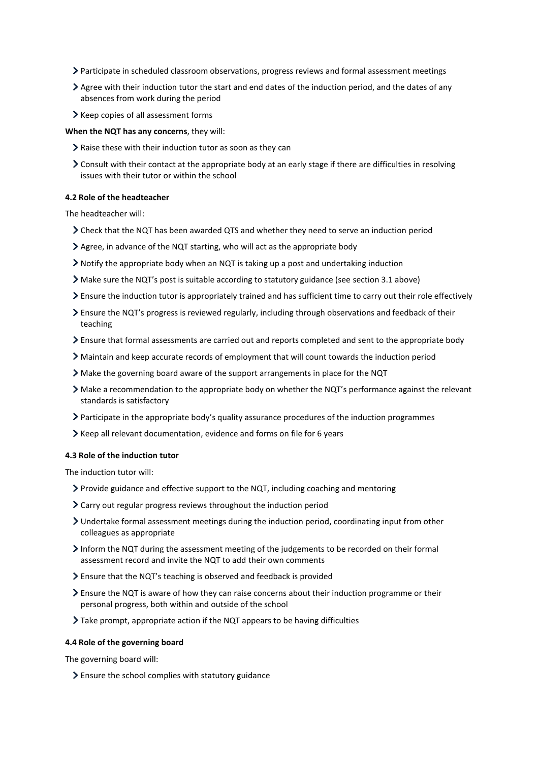- Participate in scheduled classroom observations, progress reviews and formal assessment meetings
- Agree with their induction tutor the start and end dates of the induction period, and the dates of any absences from work during the period
- Keep copies of all assessment forms

**When the NQT has any concerns**, they will:

- Raise these with their induction tutor as soon as they can
- Consult with their contact at the appropriate body at an early stage if there are difficulties in resolving issues with their tutor or within the school

#### 4.2 Role of the headteacher

The headteacher will:

- Check that the NQT has been awarded QTS and whether they need to serve an induction period
- Agree, in advance of the NQT starting, who will act as the appropriate body
- Notify the appropriate body when an NQT is taking up a post and undertaking induction
- Make sure the NQT's post is suitable according to statutory guidance (see section 3.1 above)
- Ensure the induction tutor is appropriately trained and has sufficient time to carry out their role effectively
- Ensure the NQT's progress is reviewed regularly, including through observations and feedback of their teaching
- Ensure that formal assessments are carried out and reports completed and sent to the appropriate body
- Maintain and keep accurate records of employment that will count towards the induction period
- Make the governing board aware of the support arrangements in place for the NQT
- Make a recommendation to the appropriate body on whether the NQT's performance against the relevant standards is satisfactory
- Participate in the appropriate body's quality assurance procedures of the induction programmes
- Keep all relevant documentation, evidence and forms on file for 6 years

#### 4.3 Role of the induction tutor

The induction tutor will:

- Provide guidance and effective support to the NQT, including coaching and mentoring
- Carry out regular progress reviews throughout the induction period
- Undertake formal assessment meetings during the induction period, coordinating input from other colleagues as appropriate
- Inform the NQT during the assessment meeting of the judgements to be recorded on their formal assessment record and invite the NQT to add their own comments
- Ensure that the NQT's teaching is observed and feedback is provided
- Ensure the NQT is aware of how they can raise concerns about their induction programme or their personal progress, both within and outside of the school
- Take prompt, appropriate action if the NQT appears to be having difficulties

#### 4.4 Role of the governing board

The governing board will:

- Ensure the school complies with statutory guidance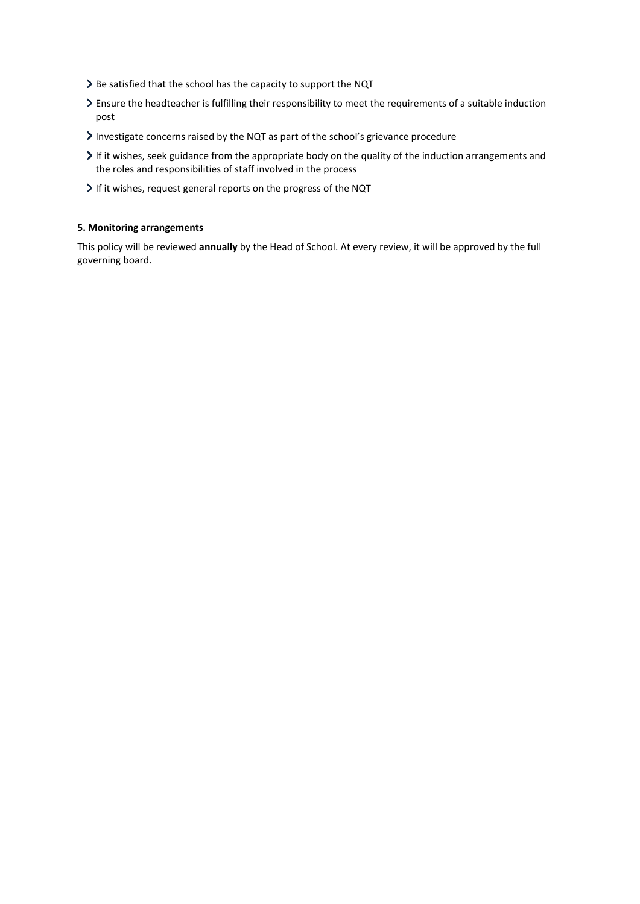- Be satisfied that the school has the capacity to support the NQT
- Ensure the headteacher is fulfilling their responsibility to meet the requirements of a suitable induction post
- Investigate concerns raised by the NQT as part of the school's grievance procedure
- If it wishes, seek guidance from the appropriate body on the quality of the induction arrangements and the roles and responsibilities of staff involved in the process
- If it wishes, request general reports on the progress of the NQT

**5. Monitoring arrangements**

This policy will be reviewed **annually** by the Head of School. At every review, it will be approved by the full governing board.